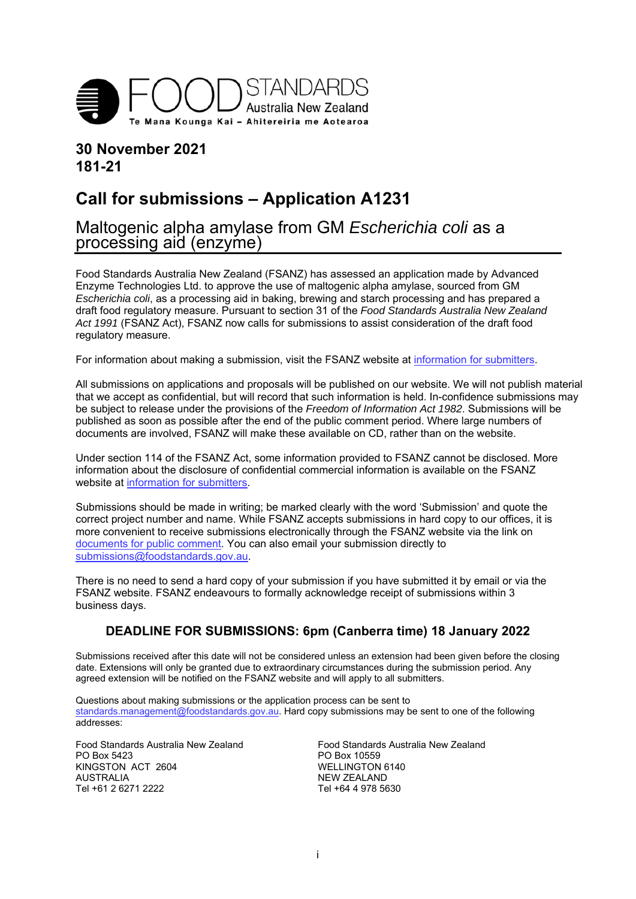FOOD STANDARDS Australia New Zealand
Te Mana Kounga Kai – Ahitereiria me Aotearoa

**30 November 2021**
**181-21**

# Call for submissions – Application A1231

## Maltogenic alpha amylase from GM *Escherichia coli* as a processing aid (enzyme)

Food Standards Australia New Zealand (FSANZ) has assessed an application made by Advanced Enzyme Technologies Ltd. to approve the use of maltogenic alpha amylase, sourced from GM *Escherichia coli*, as a processing aid in baking, brewing and starch processing and has prepared a draft food regulatory measure. Pursuant to section 31 of the *Food Standards Australia New Zealand Act 1991* (FSANZ Act), FSANZ now calls for submissions to assist consideration of the draft food regulatory measure.

For information about making a submission, visit the FSANZ website at information for submitters.

All submissions on applications and proposals will be published on our website. We will not publish material that we accept as confidential, but will record that such information is held. In-confidence submissions may be subject to release under the provisions of the *Freedom of Information Act 1982*. Submissions will be published as soon as possible after the end of the public comment period. Where large numbers of documents are involved, FSANZ will make these available on CD, rather than on the website.

Under section 114 of the FSANZ Act, some information provided to FSANZ cannot be disclosed. More information about the disclosure of confidential commercial information is available on the FSANZ website at information for submitters.

Submissions should be made in writing; be marked clearly with the word 'Submission' and quote the correct project number and name. While FSANZ accepts submissions in hard copy to our offices, it is more convenient to receive submissions electronically through the FSANZ website via the link on documents for public comment. You can also email your submission directly to submissions@foodstandards.gov.au.

There is no need to send a hard copy of your submission if you have submitted it by email or via the FSANZ website. FSANZ endeavours to formally acknowledge receipt of submissions within 3 business days.

### DEADLINE FOR SUBMISSIONS: 6pm (Canberra time) 18 January 2022

Submissions received after this date will not be considered unless an extension had been given before the closing date. Extensions will only be granted due to extraordinary circumstances during the submission period. Any agreed extension will be notified on the FSANZ website and will apply to all submitters.

Questions about making submissions or the application process can be sent to standards.management@foodstandards.gov.au. Hard copy submissions may be sent to one of the following addresses:

Food Standards Australia New Zealand
PO Box 5423
KINGSTON ACT 2604
AUSTRALIA
Tel +61 2 6271 2222

Food Standards Australia New Zealand
PO Box 10559
WELLINGTON 6140
NEW ZEALAND
Tel +64 4 978 5630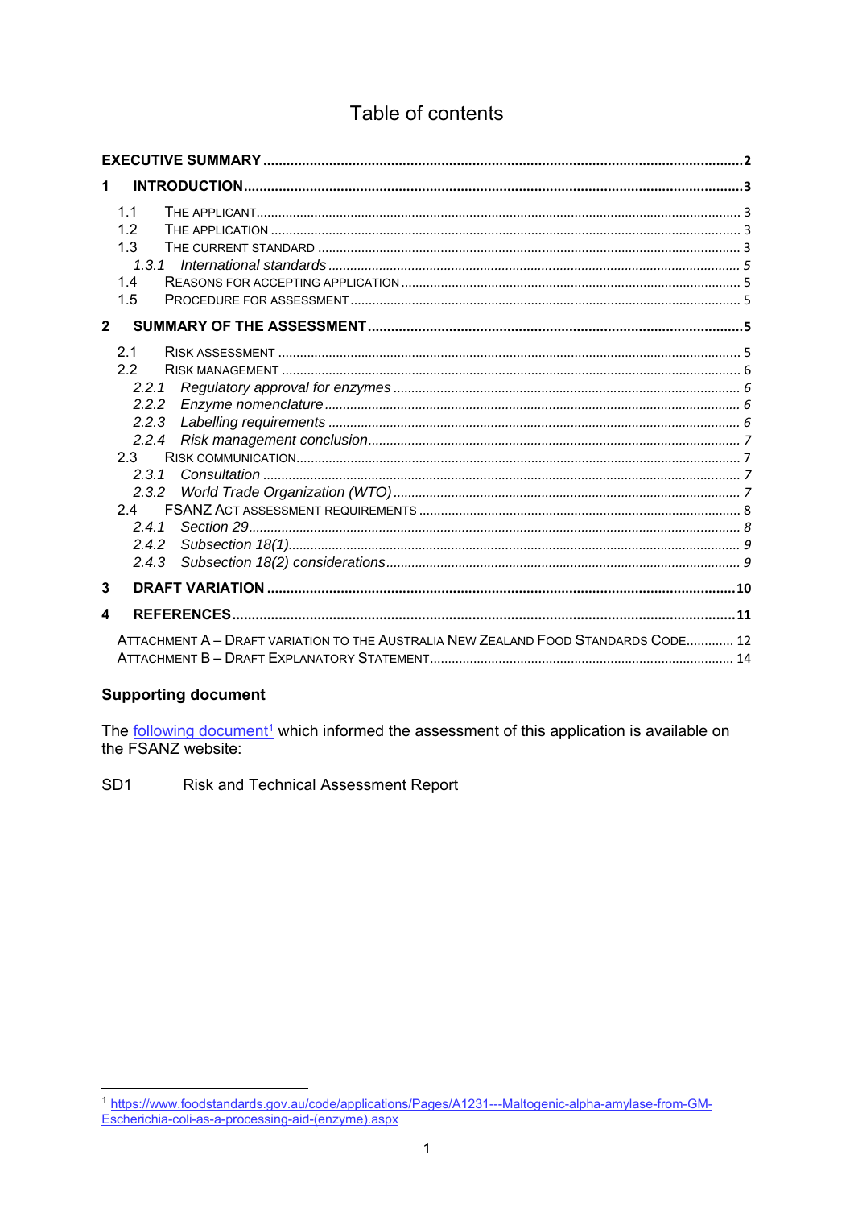# Table of contents

**EXECUTIVE SUMMARY** ..... **2**

**1 INTRODUCTION** ..... **3**

- 1.1 THE APPLICANT ..... 3
- 1.2 THE APPLICATION ..... 3
- 1.3 THE CURRENT STANDARD ..... 3
  - *1.3.1 International standards* ..... *5*
- 1.4 REASONS FOR ACCEPTING APPLICATION ..... 5
- 1.5 PROCEDURE FOR ASSESSMENT ..... 5

**2 SUMMARY OF THE ASSESSMENT** ..... **5**

- 2.1 RISK ASSESSMENT ..... 5
- 2.2 RISK MANAGEMENT ..... 6
  - *2.2.1 Regulatory approval for enzymes* ..... *6*
  - *2.2.2 Enzyme nomenclature* ..... *6*
  - *2.2.3 Labelling requirements* ..... *6*
  - *2.2.4 Risk management conclusion* ..... *7*
- 2.3 RISK COMMUNICATION ..... 7
  - *2.3.1 Consultation* ..... *7*
  - *2.3.2 World Trade Organization (WTO)* ..... *7*
- 2.4 FSANZ ACT ASSESSMENT REQUIREMENTS ..... 8
  - *2.4.1 Section 29* ..... *8*
  - *2.4.2 Subsection 18(1)* ..... *9*
  - *2.4.3 Subsection 18(2) considerations* ..... *9*

**3 DRAFT VARIATION** ..... **10**

**4 REFERENCES** ..... **11**

ATTACHMENT A – DRAFT VARIATION TO THE AUSTRALIA NEW ZEALAND FOOD STANDARDS CODE ..... 12
ATTACHMENT B – DRAFT EXPLANATORY STATEMENT ..... 14

## Supporting document

The following document[1] which informed the assessment of this application is available on the FSANZ website:

SD1 Risk and Technical Assessment Report

[1] https://www.foodstandards.gov.au/code/applications/Pages/A1231---Maltogenic-alpha-amylase-from-GM-Escherichia-coli-as-a-processing-aid-(enzyme).aspx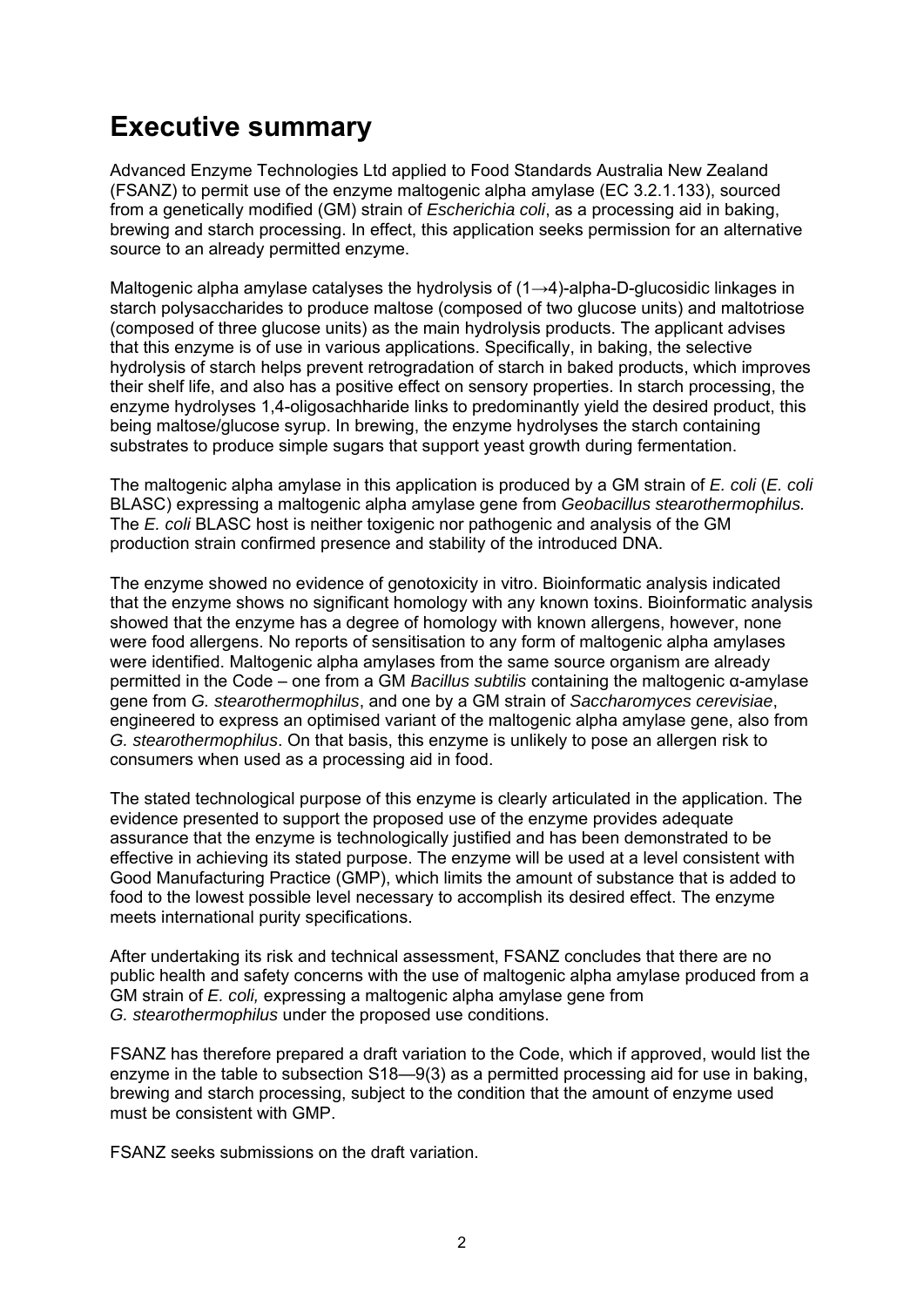# Executive summary

Advanced Enzyme Technologies Ltd applied to Food Standards Australia New Zealand (FSANZ) to permit use of the enzyme maltogenic alpha amylase (EC 3.2.1.133), sourced from a genetically modified (GM) strain of *Escherichia coli*, as a processing aid in baking, brewing and starch processing. In effect, this application seeks permission for an alternative source to an already permitted enzyme.

Maltogenic alpha amylase catalyses the hydrolysis of (1→4)-alpha-D-glucosidic linkages in starch polysaccharides to produce maltose (composed of two glucose units) and maltotriose (composed of three glucose units) as the main hydrolysis products. The applicant advises that this enzyme is of use in various applications. Specifically, in baking, the selective hydrolysis of starch helps prevent retrogradation of starch in baked products, which improves their shelf life, and also has a positive effect on sensory properties. In starch processing, the enzyme hydrolyses 1,4-oligosaccharide links to predominantly yield the desired product, this being maltose/glucose syrup. In brewing, the enzyme hydrolyses the starch containing substrates to produce simple sugars that support yeast growth during fermentation.

The maltogenic alpha amylase in this application is produced by a GM strain of *E. coli* (*E. coli* BLASC) expressing a maltogenic alpha amylase gene from *Geobacillus stearothermophilus.* The *E. coli* BLASC host is neither toxigenic nor pathogenic and analysis of the GM production strain confirmed presence and stability of the introduced DNA.

The enzyme showed no evidence of genotoxicity in vitro. Bioinformatic analysis indicated that the enzyme shows no significant homology with any known toxins. Bioinformatic analysis showed that the enzyme has a degree of homology with known allergens, however, none were food allergens. No reports of sensitisation to any form of maltogenic alpha amylases were identified. Maltogenic alpha amylases from the same source organism are already permitted in the Code – one from a GM *Bacillus subtilis* containing the maltogenic α-amylase gene from *G. stearothermophilus*, and one by a GM strain of *Saccharomyces cerevisiae*, engineered to express an optimised variant of the maltogenic alpha amylase gene, also from *G. stearothermophilus*. On that basis, this enzyme is unlikely to pose an allergen risk to consumers when used as a processing aid in food.

The stated technological purpose of this enzyme is clearly articulated in the application. The evidence presented to support the proposed use of the enzyme provides adequate assurance that the enzyme is technologically justified and has been demonstrated to be effective in achieving its stated purpose. The enzyme will be used at a level consistent with Good Manufacturing Practice (GMP), which limits the amount of substance that is added to food to the lowest possible level necessary to accomplish its desired effect. The enzyme meets international purity specifications.

After undertaking its risk and technical assessment, FSANZ concludes that there are no public health and safety concerns with the use of maltogenic alpha amylase produced from a GM strain of *E. coli,* expressing a maltogenic alpha amylase gene from *G. stearothermophilus* under the proposed use conditions.

FSANZ has therefore prepared a draft variation to the Code, which if approved, would list the enzyme in the table to subsection S18—9(3) as a permitted processing aid for use in baking, brewing and starch processing, subject to the condition that the amount of enzyme used must be consistent with GMP.

FSANZ seeks submissions on the draft variation.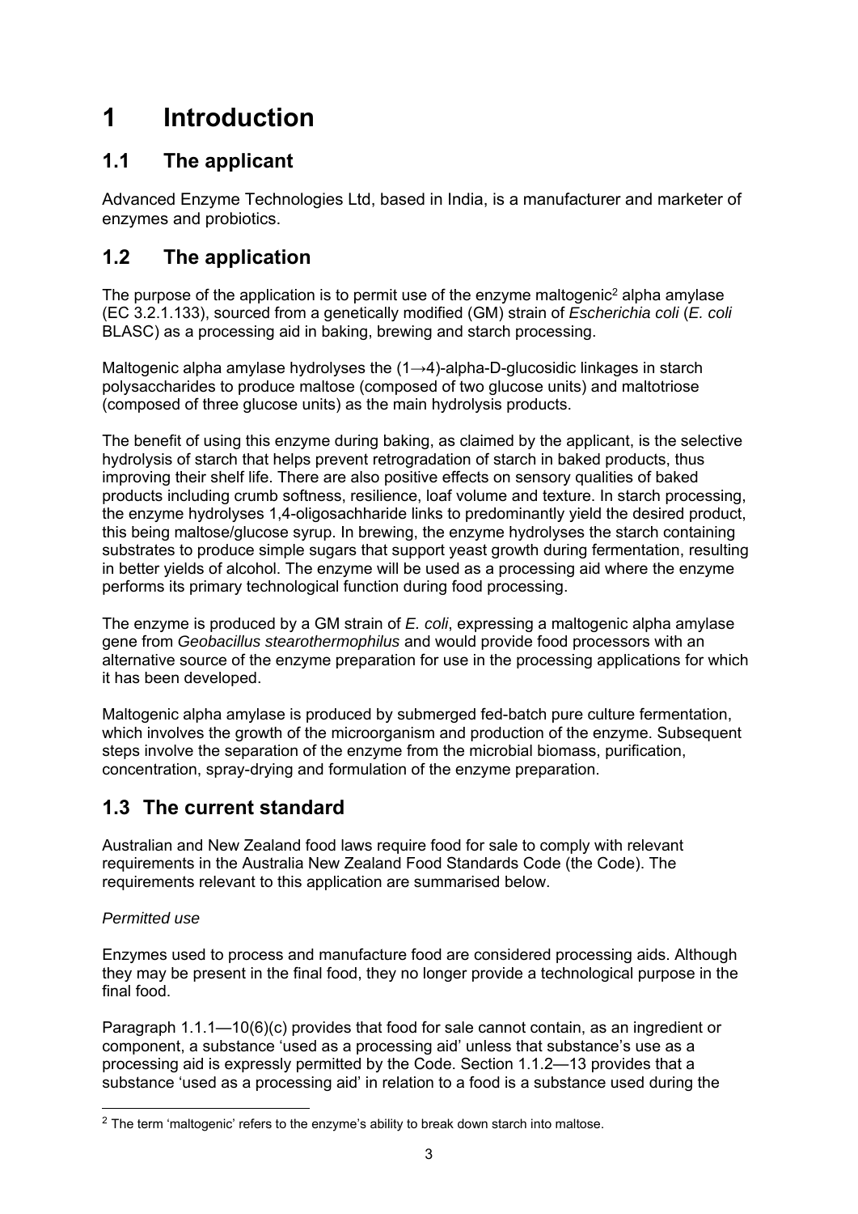# 1 Introduction

## 1.1 The applicant

Advanced Enzyme Technologies Ltd, based in India, is a manufacturer and marketer of enzymes and probiotics.

## 1.2 The application

The purpose of the application is to permit use of the enzyme maltogenic[2] alpha amylase (EC 3.2.1.133), sourced from a genetically modified (GM) strain of *Escherichia coli* (*E. coli* BLASC) as a processing aid in baking, brewing and starch processing.

Maltogenic alpha amylase hydrolyses the (1→4)-alpha-D-glucosidic linkages in starch polysaccharides to produce maltose (composed of two glucose units) and maltotriose (composed of three glucose units) as the main hydrolysis products.

The benefit of using this enzyme during baking, as claimed by the applicant, is the selective hydrolysis of starch that helps prevent retrogradation of starch in baked products, thus improving their shelf life. There are also positive effects on sensory qualities of baked products including crumb softness, resilience, loaf volume and texture. In starch processing, the enzyme hydrolyses 1,4-oligosachharide links to predominantly yield the desired product, this being maltose/glucose syrup. In brewing, the enzyme hydrolyses the starch containing substrates to produce simple sugars that support yeast growth during fermentation, resulting in better yields of alcohol. The enzyme will be used as a processing aid where the enzyme performs its primary technological function during food processing.

The enzyme is produced by a GM strain of *E. coli*, expressing a maltogenic alpha amylase gene from *Geobacillus stearothermophilus* and would provide food processors with an alternative source of the enzyme preparation for use in the processing applications for which it has been developed.

Maltogenic alpha amylase is produced by submerged fed-batch pure culture fermentation, which involves the growth of the microorganism and production of the enzyme. Subsequent steps involve the separation of the enzyme from the microbial biomass, purification, concentration, spray-drying and formulation of the enzyme preparation.

## 1.3 The current standard

Australian and New Zealand food laws require food for sale to comply with relevant requirements in the Australia New Zealand Food Standards Code (the Code). The requirements relevant to this application are summarised below.

*Permitted use*

Enzymes used to process and manufacture food are considered processing aids. Although they may be present in the final food, they no longer provide a technological purpose in the final food.

Paragraph 1.1.1—10(6)(c) provides that food for sale cannot contain, as an ingredient or component, a substance 'used as a processing aid' unless that substance's use as a processing aid is expressly permitted by the Code. Section 1.1.2—13 provides that a substance 'used as a processing aid' in relation to a food is a substance used during the

[2] The term 'maltogenic' refers to the enzyme's ability to break down starch into maltose.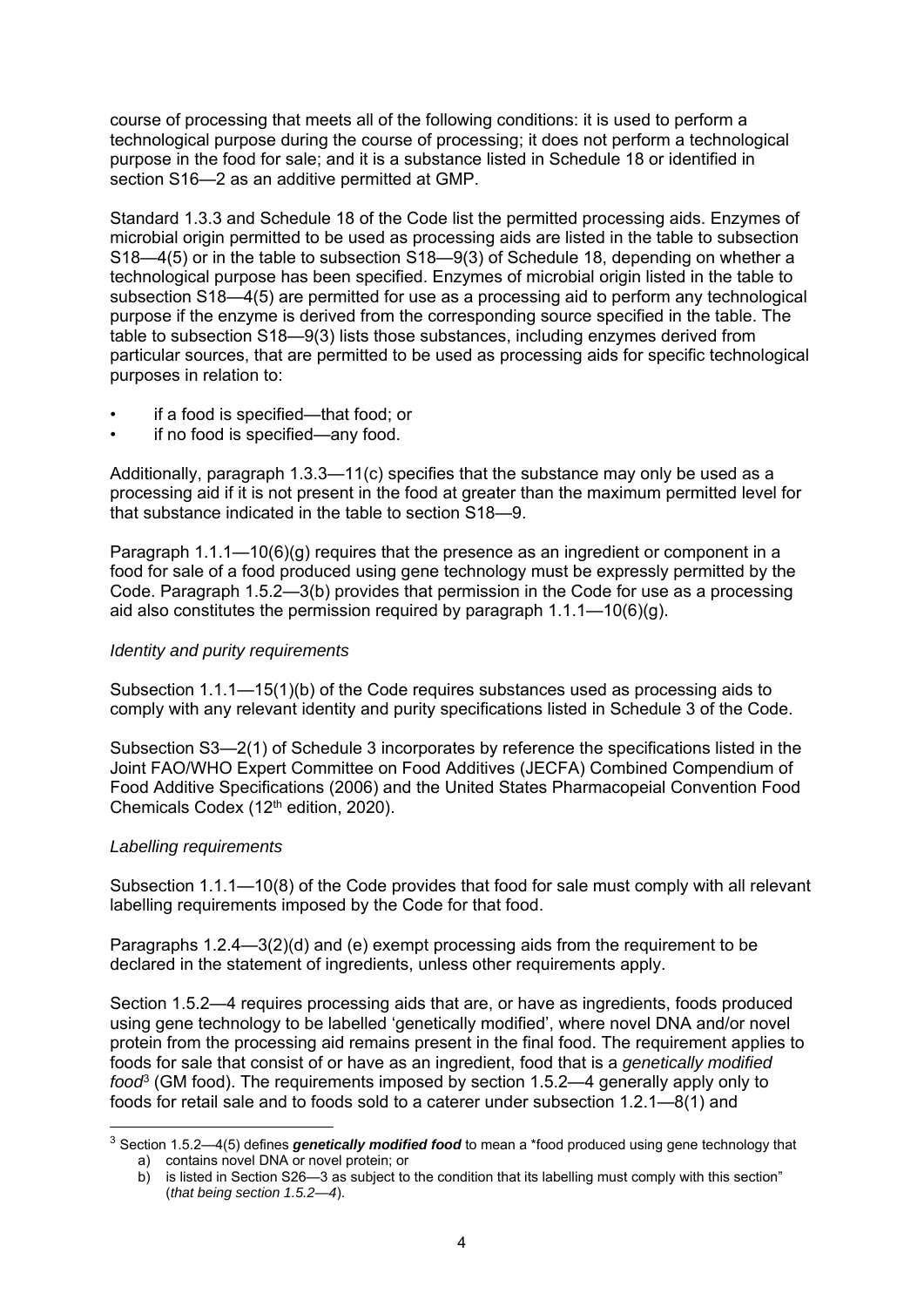course of processing that meets all of the following conditions: it is used to perform a technological purpose during the course of processing; it does not perform a technological purpose in the food for sale; and it is a substance listed in Schedule 18 or identified in section S16—2 as an additive permitted at GMP.

Standard 1.3.3 and Schedule 18 of the Code list the permitted processing aids. Enzymes of microbial origin permitted to be used as processing aids are listed in the table to subsection S18—4(5) or in the table to subsection S18—9(3) of Schedule 18, depending on whether a technological purpose has been specified. Enzymes of microbial origin listed in the table to subsection S18—4(5) are permitted for use as a processing aid to perform any technological purpose if the enzyme is derived from the corresponding source specified in the table. The table to subsection S18—9(3) lists those substances, including enzymes derived from particular sources, that are permitted to be used as processing aids for specific technological purposes in relation to:

- if a food is specified—that food; or
- if no food is specified—any food.

Additionally, paragraph 1.3.3—11(c) specifies that the substance may only be used as a processing aid if it is not present in the food at greater than the maximum permitted level for that substance indicated in the table to section S18—9.

Paragraph 1.1.1—10(6)(g) requires that the presence as an ingredient or component in a food for sale of a food produced using gene technology must be expressly permitted by the Code. Paragraph 1.5.2—3(b) provides that permission in the Code for use as a processing aid also constitutes the permission required by paragraph 1.1.1—10(6)(g).

*Identity and purity requirements*

Subsection 1.1.1—15(1)(b) of the Code requires substances used as processing aids to comply with any relevant identity and purity specifications listed in Schedule 3 of the Code.

Subsection S3—2(1) of Schedule 3 incorporates by reference the specifications listed in the Joint FAO/WHO Expert Committee on Food Additives (JECFA) Combined Compendium of Food Additive Specifications (2006) and the United States Pharmacopeial Convention Food Chemicals Codex (12th edition, 2020).

*Labelling requirements*

Subsection 1.1.1—10(8) of the Code provides that food for sale must comply with all relevant labelling requirements imposed by the Code for that food.

Paragraphs 1.2.4—3(2)(d) and (e) exempt processing aids from the requirement to be declared in the statement of ingredients, unless other requirements apply.

Section 1.5.2—4 requires processing aids that are, or have as ingredients, foods produced using gene technology to be labelled 'genetically modified', where novel DNA and/or novel protein from the processing aid remains present in the final food. The requirement applies to foods for sale that consist of or have as an ingredient, food that is a *genetically modified food*[3] (GM food). The requirements imposed by section 1.5.2—4 generally apply only to foods for retail sale and to foods sold to a caterer under subsection 1.2.1—8(1) and

---

[3] Section 1.5.2—4(5) defines ***genetically modified food*** to mean a *food produced using gene technology that
a) contains novel DNA or novel protein; or
b) is listed in Section S26—3 as subject to the condition that its labelling must comply with this section" (*that being section 1.5.2—4*).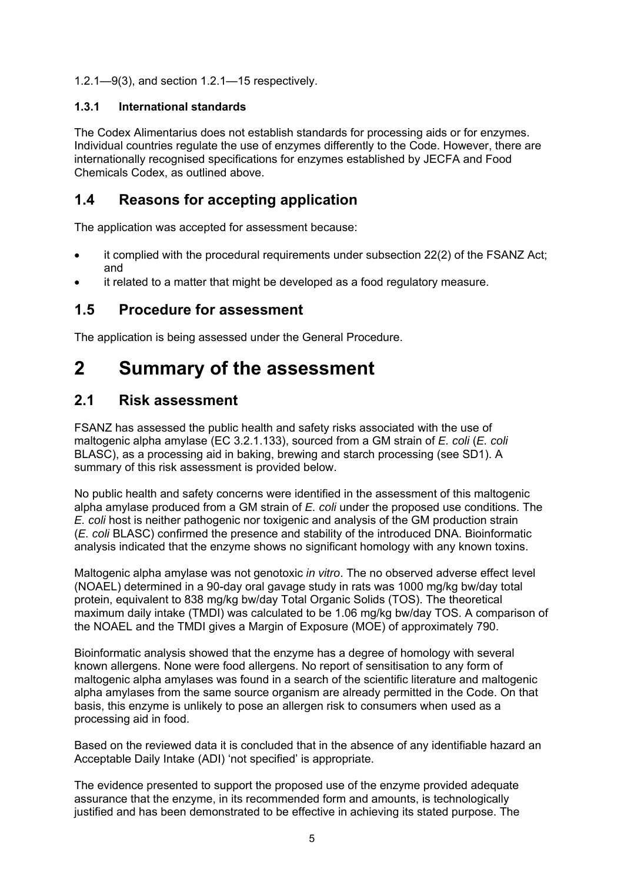1.2.1—9(3), and section 1.2.1—15 respectively.

### 1.3.1 International standards

The Codex Alimentarius does not establish standards for processing aids or for enzymes. Individual countries regulate the use of enzymes differently to the Code. However, there are internationally recognised specifications for enzymes established by JECFA and Food Chemicals Codex, as outlined above.

## 1.4 Reasons for accepting application

The application was accepted for assessment because:

- it complied with the procedural requirements under subsection 22(2) of the FSANZ Act; and
- it related to a matter that might be developed as a food regulatory measure.

## 1.5 Procedure for assessment

The application is being assessed under the General Procedure.

# 2 Summary of the assessment

## 2.1 Risk assessment

FSANZ has assessed the public health and safety risks associated with the use of maltogenic alpha amylase (EC 3.2.1.133), sourced from a GM strain of *E. coli* (*E. coli* BLASC), as a processing aid in baking, brewing and starch processing (see SD1). A summary of this risk assessment is provided below.

No public health and safety concerns were identified in the assessment of this maltogenic alpha amylase produced from a GM strain of *E. coli* under the proposed use conditions. The *E. coli* host is neither pathogenic nor toxigenic and analysis of the GM production strain (*E. coli* BLASC) confirmed the presence and stability of the introduced DNA. Bioinformatic analysis indicated that the enzyme shows no significant homology with any known toxins.

Maltogenic alpha amylase was not genotoxic *in vitro*. The no observed adverse effect level (NOAEL) determined in a 90-day oral gavage study in rats was 1000 mg/kg bw/day total protein, equivalent to 838 mg/kg bw/day Total Organic Solids (TOS). The theoretical maximum daily intake (TMDI) was calculated to be 1.06 mg/kg bw/day TOS. A comparison of the NOAEL and the TMDI gives a Margin of Exposure (MOE) of approximately 790.

Bioinformatic analysis showed that the enzyme has a degree of homology with several known allergens. None were food allergens. No report of sensitisation to any form of maltogenic alpha amylases was found in a search of the scientific literature and maltogenic alpha amylases from the same source organism are already permitted in the Code. On that basis, this enzyme is unlikely to pose an allergen risk to consumers when used as a processing aid in food.

Based on the reviewed data it is concluded that in the absence of any identifiable hazard an Acceptable Daily Intake (ADI) 'not specified' is appropriate.

The evidence presented to support the proposed use of the enzyme provided adequate assurance that the enzyme, in its recommended form and amounts, is technologically justified and has been demonstrated to be effective in achieving its stated purpose. The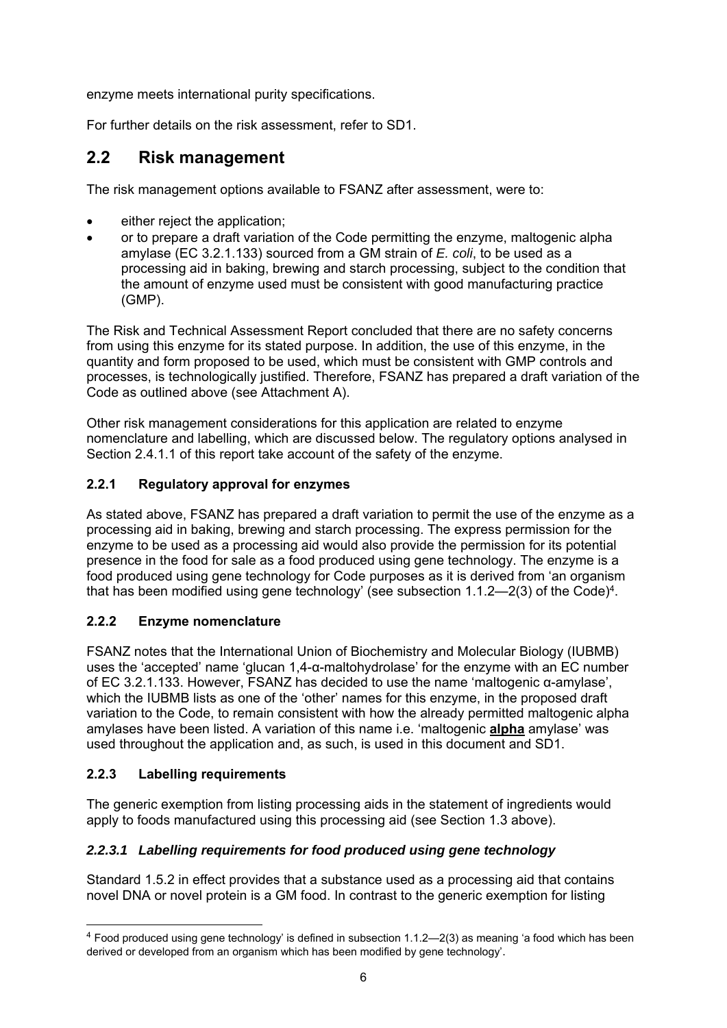enzyme meets international purity specifications.

For further details on the risk assessment, refer to SD1.

## 2.2 Risk management

The risk management options available to FSANZ after assessment, were to:

- either reject the application;
- or to prepare a draft variation of the Code permitting the enzyme, maltogenic alpha amylase (EC 3.2.1.133) sourced from a GM strain of *E. coli*, to be used as a processing aid in baking, brewing and starch processing, subject to the condition that the amount of enzyme used must be consistent with good manufacturing practice (GMP).

The Risk and Technical Assessment Report concluded that there are no safety concerns from using this enzyme for its stated purpose. In addition, the use of this enzyme, in the quantity and form proposed to be used, which must be consistent with GMP controls and processes, is technologically justified. Therefore, FSANZ has prepared a draft variation of the Code as outlined above (see Attachment A).

Other risk management considerations for this application are related to enzyme nomenclature and labelling, which are discussed below. The regulatory options analysed in Section 2.4.1.1 of this report take account of the safety of the enzyme.

### 2.2.1 Regulatory approval for enzymes

As stated above, FSANZ has prepared a draft variation to permit the use of the enzyme as a processing aid in baking, brewing and starch processing. The express permission for the enzyme to be used as a processing aid would also provide the permission for its potential presence in the food for sale as a food produced using gene technology. The enzyme is a food produced using gene technology for Code purposes as it is derived from 'an organism that has been modified using gene technology' (see subsection 1.1.2—2(3) of the Code)[4].

### 2.2.2 Enzyme nomenclature

FSANZ notes that the International Union of Biochemistry and Molecular Biology (IUBMB) uses the 'accepted' name 'glucan 1,4-α-maltohydrolase' for the enzyme with an EC number of EC 3.2.1.133. However, FSANZ has decided to use the name 'maltogenic α-amylase', which the IUBMB lists as one of the 'other' names for this enzyme, in the proposed draft variation to the Code, to remain consistent with how the already permitted maltogenic alpha amylases have been listed. A variation of this name i.e. 'maltogenic **alpha** amylase' was used throughout the application and, as such, is used in this document and SD1.

### 2.2.3 Labelling requirements

The generic exemption from listing processing aids in the statement of ingredients would apply to foods manufactured using this processing aid (see Section 1.3 above).

#### *2.2.3.1 Labelling requirements for food produced using gene technology*

Standard 1.5.2 in effect provides that a substance used as a processing aid that contains novel DNA or novel protein is a GM food. In contrast to the generic exemption for listing

---

[4] Food produced using gene technology' is defined in subsection 1.1.2—2(3) as meaning 'a food which has been derived or developed from an organism which has been modified by gene technology'.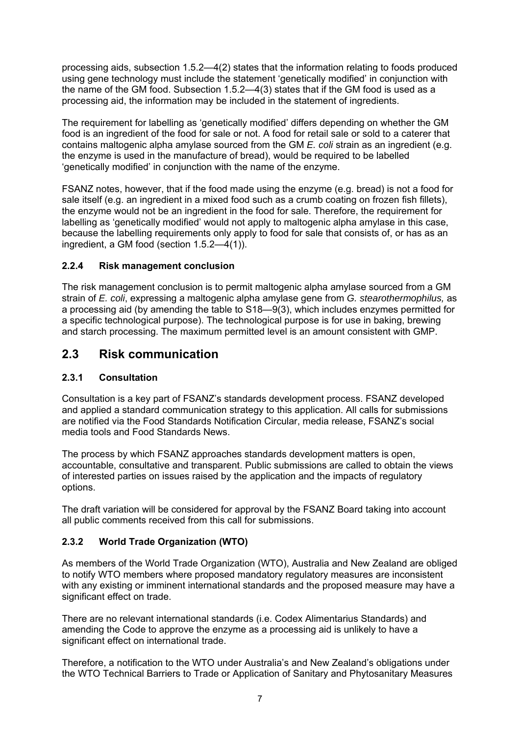processing aids, subsection 1.5.2—4(2) states that the information relating to foods produced using gene technology must include the statement 'genetically modified' in conjunction with the name of the GM food. Subsection 1.5.2—4(3) states that if the GM food is used as a processing aid, the information may be included in the statement of ingredients.

The requirement for labelling as 'genetically modified' differs depending on whether the GM food is an ingredient of the food for sale or not. A food for retail sale or sold to a caterer that contains maltogenic alpha amylase sourced from the GM *E. coli* strain as an ingredient (e.g. the enzyme is used in the manufacture of bread), would be required to be labelled 'genetically modified' in conjunction with the name of the enzyme.

FSANZ notes, however, that if the food made using the enzyme (e.g. bread) is not a food for sale itself (e.g. an ingredient in a mixed food such as a crumb coating on frozen fish fillets), the enzyme would not be an ingredient in the food for sale. Therefore, the requirement for labelling as 'genetically modified' would not apply to maltogenic alpha amylase in this case, because the labelling requirements only apply to food for sale that consists of, or has as an ingredient, a GM food (section 1.5.2—4(1)).

### 2.2.4 Risk management conclusion

The risk management conclusion is to permit maltogenic alpha amylase sourced from a GM strain of *E. coli*, expressing a maltogenic alpha amylase gene from *G. stearothermophilus,* as a processing aid (by amending the table to S18—9(3), which includes enzymes permitted for a specific technological purpose). The technological purpose is for use in baking, brewing and starch processing. The maximum permitted level is an amount consistent with GMP.

## 2.3 Risk communication

### 2.3.1 Consultation

Consultation is a key part of FSANZ's standards development process. FSANZ developed and applied a standard communication strategy to this application. All calls for submissions are notified via the Food Standards Notification Circular, media release, FSANZ's social media tools and Food Standards News.

The process by which FSANZ approaches standards development matters is open, accountable, consultative and transparent. Public submissions are called to obtain the views of interested parties on issues raised by the application and the impacts of regulatory options.

The draft variation will be considered for approval by the FSANZ Board taking into account all public comments received from this call for submissions.

### 2.3.2 World Trade Organization (WTO)

As members of the World Trade Organization (WTO), Australia and New Zealand are obliged to notify WTO members where proposed mandatory regulatory measures are inconsistent with any existing or imminent international standards and the proposed measure may have a significant effect on trade.

There are no relevant international standards (i.e. Codex Alimentarius Standards) and amending the Code to approve the enzyme as a processing aid is unlikely to have a significant effect on international trade.

Therefore, a notification to the WTO under Australia's and New Zealand's obligations under the WTO Technical Barriers to Trade or Application of Sanitary and Phytosanitary Measures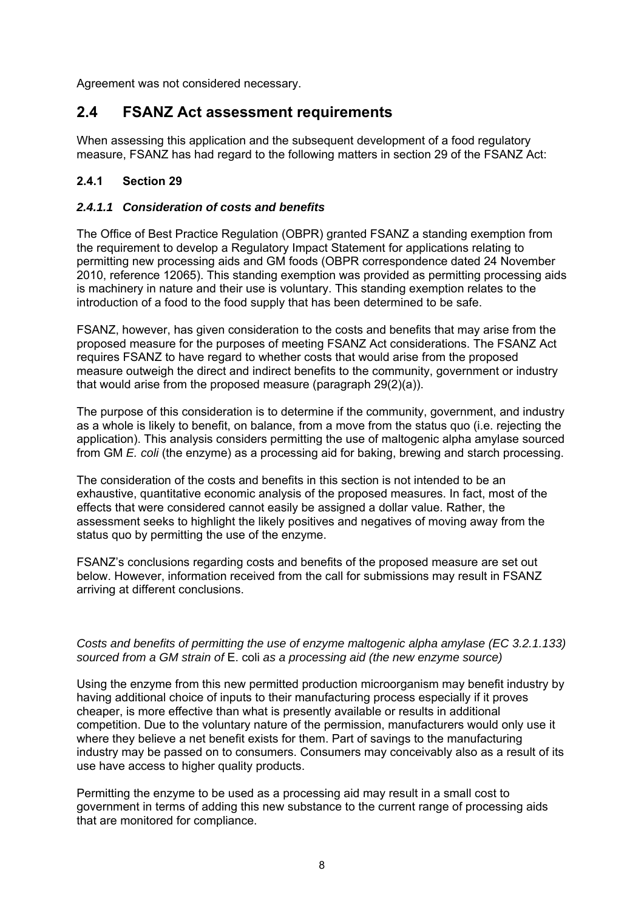Agreement was not considered necessary.

## 2.4 FSANZ Act assessment requirements

When assessing this application and the subsequent development of a food regulatory measure, FSANZ has had regard to the following matters in section 29 of the FSANZ Act:

### 2.4.1 Section 29

#### *2.4.1.1 Consideration of costs and benefits*

The Office of Best Practice Regulation (OBPR) granted FSANZ a standing exemption from the requirement to develop a Regulatory Impact Statement for applications relating to permitting new processing aids and GM foods (OBPR correspondence dated 24 November 2010, reference 12065). This standing exemption was provided as permitting processing aids is machinery in nature and their use is voluntary. This standing exemption relates to the introduction of a food to the food supply that has been determined to be safe.

FSANZ, however, has given consideration to the costs and benefits that may arise from the proposed measure for the purposes of meeting FSANZ Act considerations. The FSANZ Act requires FSANZ to have regard to whether costs that would arise from the proposed measure outweigh the direct and indirect benefits to the community, government or industry that would arise from the proposed measure (paragraph 29(2)(a)).

The purpose of this consideration is to determine if the community, government, and industry as a whole is likely to benefit, on balance, from a move from the status quo (i.e. rejecting the application). This analysis considers permitting the use of maltogenic alpha amylase sourced from GM *E. coli* (the enzyme) as a processing aid for baking, brewing and starch processing.

The consideration of the costs and benefits in this section is not intended to be an exhaustive, quantitative economic analysis of the proposed measures. In fact, most of the effects that were considered cannot easily be assigned a dollar value. Rather, the assessment seeks to highlight the likely positives and negatives of moving away from the status quo by permitting the use of the enzyme.

FSANZ's conclusions regarding costs and benefits of the proposed measure are set out below. However, information received from the call for submissions may result in FSANZ arriving at different conclusions.

*Costs and benefits of permitting the use of enzyme maltogenic alpha amylase (EC 3.2.1.133) sourced from a GM strain of* E. coli *as a processing aid (the new enzyme source)*

Using the enzyme from this new permitted production microorganism may benefit industry by having additional choice of inputs to their manufacturing process especially if it proves cheaper, is more effective than what is presently available or results in additional competition. Due to the voluntary nature of the permission, manufacturers would only use it where they believe a net benefit exists for them. Part of savings to the manufacturing industry may be passed on to consumers. Consumers may conceivably also as a result of its use have access to higher quality products.

Permitting the enzyme to be used as a processing aid may result in a small cost to government in terms of adding this new substance to the current range of processing aids that are monitored for compliance.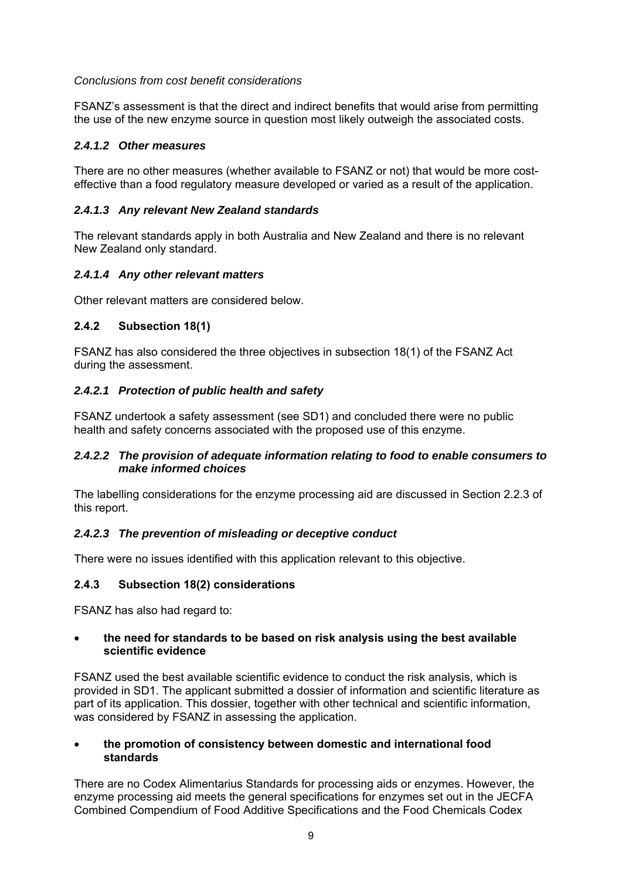*Conclusions from cost benefit considerations*

FSANZ's assessment is that the direct and indirect benefits that would arise from permitting the use of the new enzyme source in question most likely outweigh the associated costs.

#### *2.4.1.2 Other measures*

There are no other measures (whether available to FSANZ or not) that would be more cost-effective than a food regulatory measure developed or varied as a result of the application.

#### *2.4.1.3 Any relevant New Zealand standards*

The relevant standards apply in both Australia and New Zealand and there is no relevant New Zealand only standard.

#### *2.4.1.4 Any other relevant matters*

Other relevant matters are considered below.

### 2.4.2 Subsection 18(1)

FSANZ has also considered the three objectives in subsection 18(1) of the FSANZ Act during the assessment.

#### *2.4.2.1 Protection of public health and safety*

FSANZ undertook a safety assessment (see SD1) and concluded there were no public health and safety concerns associated with the proposed use of this enzyme.

#### *2.4.2.2 The provision of adequate information relating to food to enable consumers to make informed choices*

The labelling considerations for the enzyme processing aid are discussed in Section 2.2.3 of this report.

#### *2.4.2.3 The prevention of misleading or deceptive conduct*

There were no issues identified with this application relevant to this objective.

### 2.4.3 Subsection 18(2) considerations

FSANZ has also had regard to:

- **the need for standards to be based on risk analysis using the best available scientific evidence**

FSANZ used the best available scientific evidence to conduct the risk analysis, which is provided in SD1. The applicant submitted a dossier of information and scientific literature as part of its application. This dossier, together with other technical and scientific information, was considered by FSANZ in assessing the application.

- **the promotion of consistency between domestic and international food standards**

There are no Codex Alimentarius Standards for processing aids or enzymes. However, the enzyme processing aid meets the general specifications for enzymes set out in the JECFA Combined Compendium of Food Additive Specifications and the Food Chemicals Codex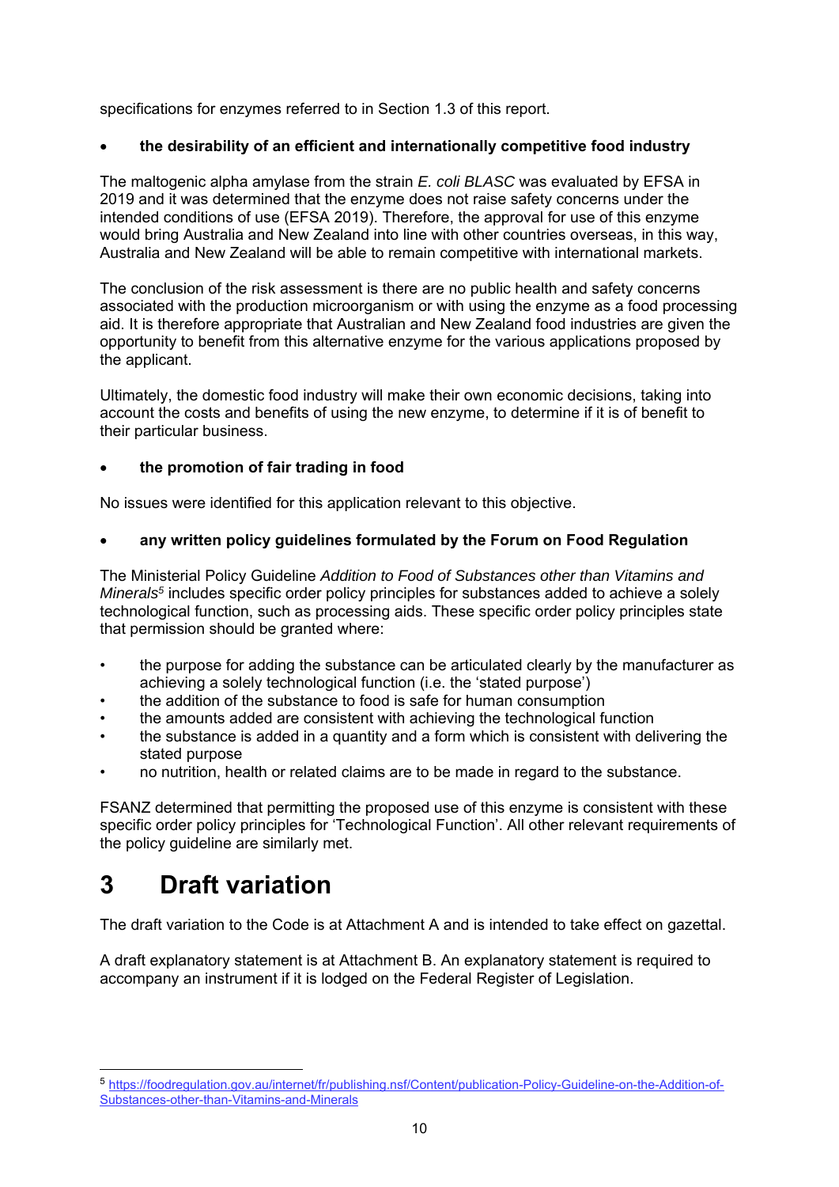specifications for enzymes referred to in Section 1.3 of this report.

- **the desirability of an efficient and internationally competitive food industry**

The maltogenic alpha amylase from the strain *E. coli BLASC* was evaluated by EFSA in 2019 and it was determined that the enzyme does not raise safety concerns under the intended conditions of use (EFSA 2019). Therefore, the approval for use of this enzyme would bring Australia and New Zealand into line with other countries overseas, in this way, Australia and New Zealand will be able to remain competitive with international markets.

The conclusion of the risk assessment is there are no public health and safety concerns associated with the production microorganism or with using the enzyme as a food processing aid. It is therefore appropriate that Australian and New Zealand food industries are given the opportunity to benefit from this alternative enzyme for the various applications proposed by the applicant.

Ultimately, the domestic food industry will make their own economic decisions, taking into account the costs and benefits of using the new enzyme, to determine if it is of benefit to their particular business.

- **the promotion of fair trading in food**

No issues were identified for this application relevant to this objective.

- **any written policy guidelines formulated by the Forum on Food Regulation**

The Ministerial Policy Guideline *Addition to Food of Substances other than Vitamins and Minerals*[5] includes specific order policy principles for substances added to achieve a solely technological function, such as processing aids. These specific order policy principles state that permission should be granted where:

- the purpose for adding the substance can be articulated clearly by the manufacturer as achieving a solely technological function (i.e. the 'stated purpose')
- the addition of the substance to food is safe for human consumption
- the amounts added are consistent with achieving the technological function
- the substance is added in a quantity and a form which is consistent with delivering the stated purpose
- no nutrition, health or related claims are to be made in regard to the substance.

FSANZ determined that permitting the proposed use of this enzyme is consistent with these specific order policy principles for 'Technological Function'. All other relevant requirements of the policy guideline are similarly met.

# 3 Draft variation

The draft variation to the Code is at Attachment A and is intended to take effect on gazettal.

A draft explanatory statement is at Attachment B. An explanatory statement is required to accompany an instrument if it is lodged on the Federal Register of Legislation.

[5] https://foodregulation.gov.au/internet/fr/publishing.nsf/Content/publication-Policy-Guideline-on-the-Addition-of-Substances-other-than-Vitamins-and-Minerals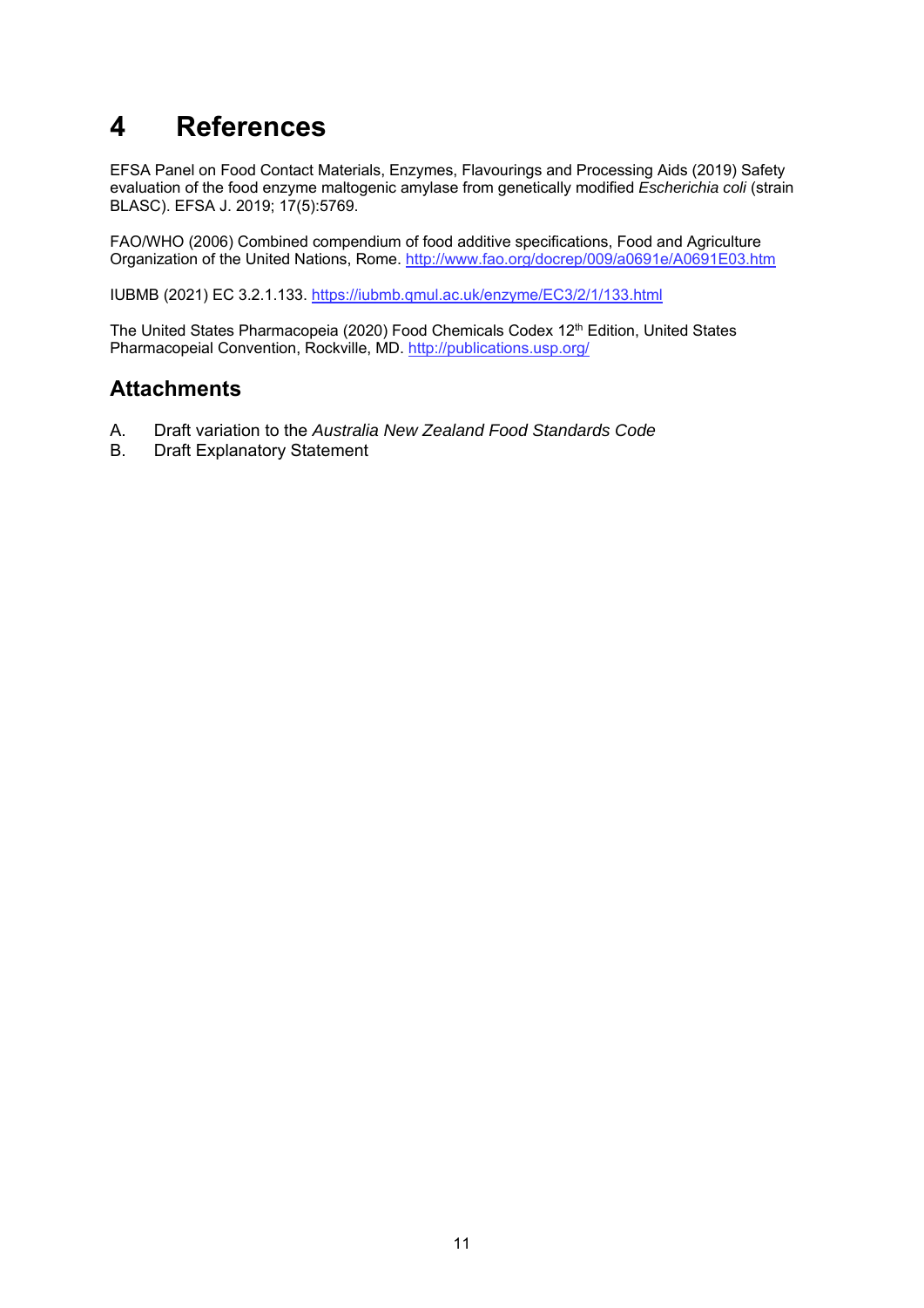# 4 References

EFSA Panel on Food Contact Materials, Enzymes, Flavourings and Processing Aids (2019) Safety evaluation of the food enzyme maltogenic amylase from genetically modified *Escherichia coli* (strain BLASC). EFSA J. 2019; 17(5):5769.

FAO/WHO (2006) Combined compendium of food additive specifications, Food and Agriculture Organization of the United Nations, Rome. http://www.fao.org/docrep/009/a0691e/A0691E03.htm

IUBMB (2021) EC 3.2.1.133. https://iubmb.qmul.ac.uk/enzyme/EC3/2/1/133.html

The United States Pharmacopeia (2020) Food Chemicals Codex 12th Edition, United States Pharmacopeial Convention, Rockville, MD. http://publications.usp.org/

## Attachments

A. Draft variation to the *Australia New Zealand Food Standards Code*
B. Draft Explanatory Statement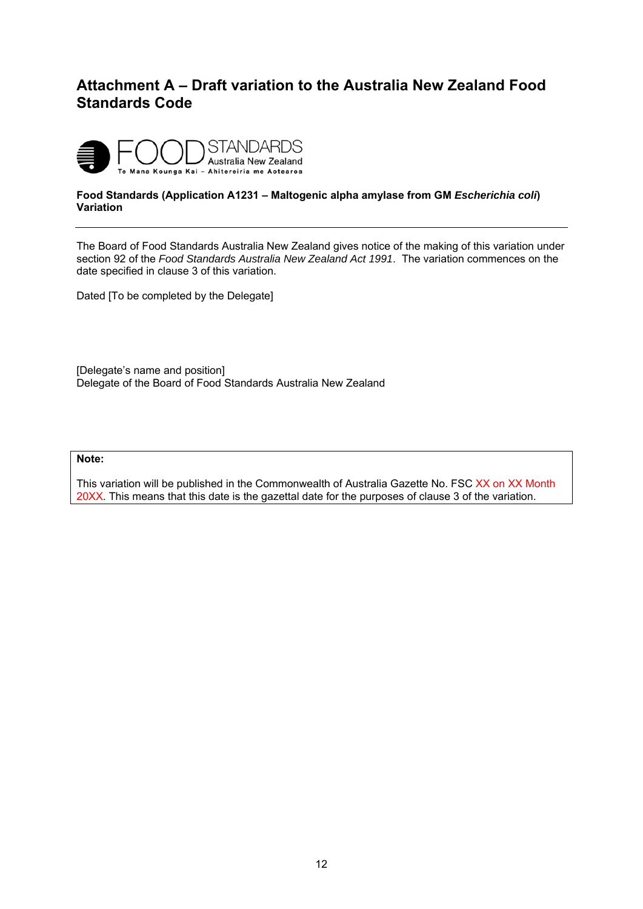## Attachment A – Draft variation to the Australia New Zealand Food Standards Code

FOOD STANDARDS Australia New Zealand
Te Mana Kounga Kai – Ahitereiria me Aotearoa

**Food Standards (Application A1231 – Maltogenic alpha amylase from GM *Escherichia coli*) Variation**

---

The Board of Food Standards Australia New Zealand gives notice of the making of this variation under section 92 of the *Food Standards Australia New Zealand Act 1991*. The variation commences on the date specified in clause 3 of this variation.

Dated [To be completed by the Delegate]

[Delegate's name and position]
Delegate of the Board of Food Standards Australia New Zealand

**Note:**

This variation will be published in the Commonwealth of Australia Gazette No. FSC XX on XX Month 20XX. This means that this date is the gazettal date for the purposes of clause 3 of the variation.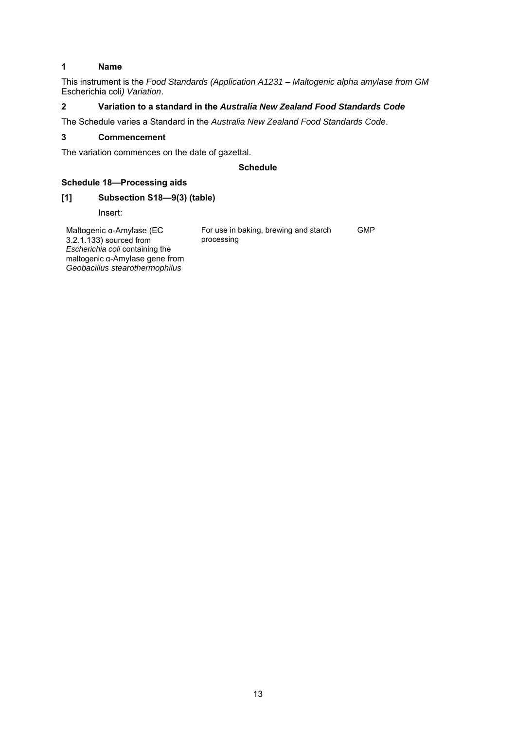### 1 Name

This instrument is the *Food Standards (Application A1231 – Maltogenic alpha amylase from GM* Escherichia coli*) Variation*.

### 2 Variation to a standard in the *Australia New Zealand Food Standards Code*

The Schedule varies a Standard in the *Australia New Zealand Food Standards Code*.

### 3 Commencement

The variation commences on the date of gazettal.

**Schedule**

### Schedule 18—Processing aids

### [1] Subsection S18—9(3) (table)

Insert:

| | | |
|---|---|---|
| Maltogenic α-Amylase (EC 3.2.1.133) sourced from *Escherichia coli* containing the maltogenic α-Amylase gene from *Geobacillus stearothermophilus* | For use in baking, brewing and starch processing | GMP |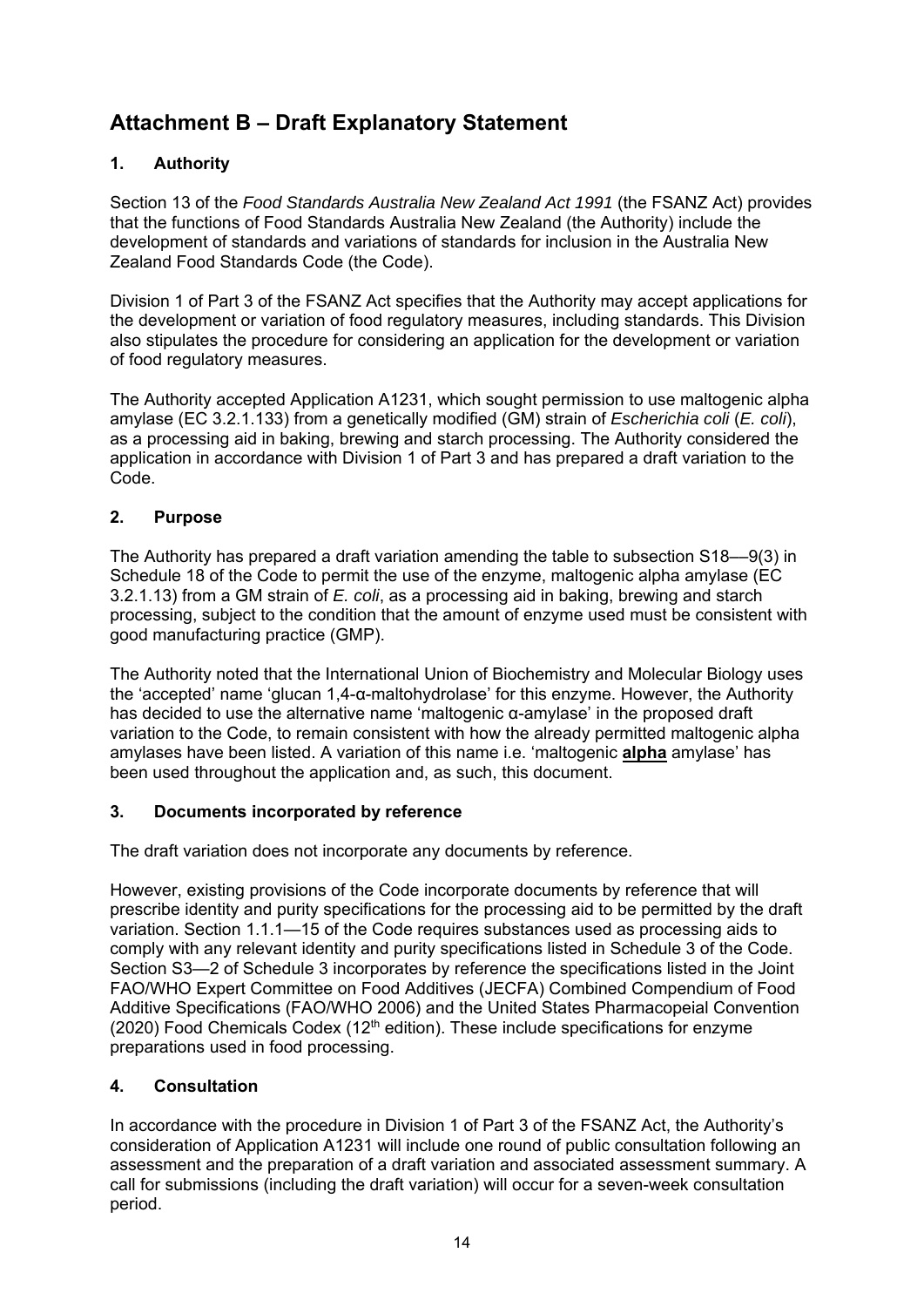# Attachment B – Draft Explanatory Statement

## 1. Authority

Section 13 of the *Food Standards Australia New Zealand Act 1991* (the FSANZ Act) provides that the functions of Food Standards Australia New Zealand (the Authority) include the development of standards and variations of standards for inclusion in the Australia New Zealand Food Standards Code (the Code).

Division 1 of Part 3 of the FSANZ Act specifies that the Authority may accept applications for the development or variation of food regulatory measures, including standards. This Division also stipulates the procedure for considering an application for the development or variation of food regulatory measures.

The Authority accepted Application A1231, which sought permission to use maltogenic alpha amylase (EC 3.2.1.133) from a genetically modified (GM) strain of *Escherichia coli* (*E. coli*), as a processing aid in baking, brewing and starch processing. The Authority considered the application in accordance with Division 1 of Part 3 and has prepared a draft variation to the Code.

## 2. Purpose

The Authority has prepared a draft variation amending the table to subsection S18—9(3) in Schedule 18 of the Code to permit the use of the enzyme, maltogenic alpha amylase (EC 3.2.1.13) from a GM strain of *E. coli*, as a processing aid in baking, brewing and starch processing, subject to the condition that the amount of enzyme used must be consistent with good manufacturing practice (GMP).

The Authority noted that the International Union of Biochemistry and Molecular Biology uses the 'accepted' name 'glucan 1,4-α-maltohydrolase' for this enzyme. However, the Authority has decided to use the alternative name 'maltogenic α-amylase' in the proposed draft variation to the Code, to remain consistent with how the already permitted maltogenic alpha amylases have been listed. A variation of this name i.e. 'maltogenic **alpha** amylase' has been used throughout the application and, as such, this document.

## 3. Documents incorporated by reference

The draft variation does not incorporate any documents by reference.

However, existing provisions of the Code incorporate documents by reference that will prescribe identity and purity specifications for the processing aid to be permitted by the draft variation. Section 1.1.1—15 of the Code requires substances used as processing aids to comply with any relevant identity and purity specifications listed in Schedule 3 of the Code. Section S3—2 of Schedule 3 incorporates by reference the specifications listed in the Joint FAO/WHO Expert Committee on Food Additives (JECFA) Combined Compendium of Food Additive Specifications (FAO/WHO 2006) and the United States Pharmacopeial Convention (2020) Food Chemicals Codex (12th edition). These include specifications for enzyme preparations used in food processing.

## 4. Consultation

In accordance with the procedure in Division 1 of Part 3 of the FSANZ Act, the Authority's consideration of Application A1231 will include one round of public consultation following an assessment and the preparation of a draft variation and associated assessment summary. A call for submissions (including the draft variation) will occur for a seven-week consultation period.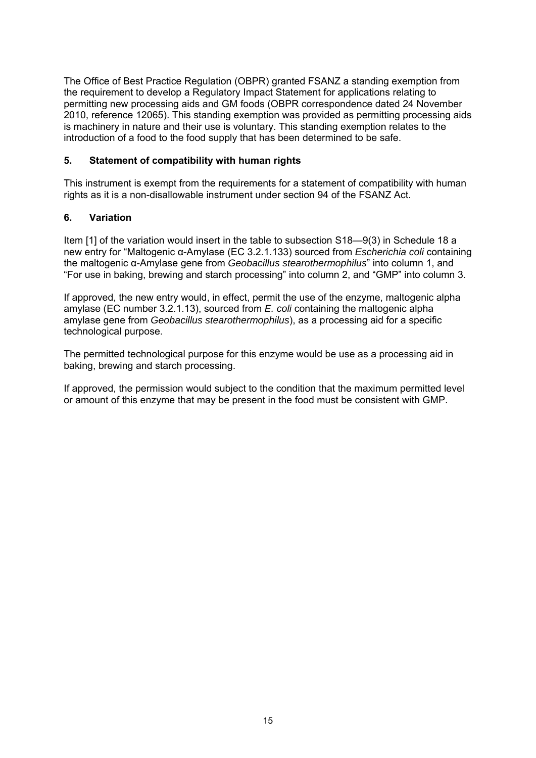The Office of Best Practice Regulation (OBPR) granted FSANZ a standing exemption from the requirement to develop a Regulatory Impact Statement for applications relating to permitting new processing aids and GM foods (OBPR correspondence dated 24 November 2010, reference 12065). This standing exemption was provided as permitting processing aids is machinery in nature and their use is voluntary. This standing exemption relates to the introduction of a food to the food supply that has been determined to be safe.

### 5. Statement of compatibility with human rights

This instrument is exempt from the requirements for a statement of compatibility with human rights as it is a non-disallowable instrument under section 94 of the FSANZ Act.

### 6. Variation

Item [1] of the variation would insert in the table to subsection S18—9(3) in Schedule 18 a new entry for "Maltogenic α-Amylase (EC 3.2.1.133) sourced from *Escherichia coli* containing the maltogenic α-Amylase gene from *Geobacillus stearothermophilus*" into column 1, and "For use in baking, brewing and starch processing" into column 2, and "GMP" into column 3.

If approved, the new entry would, in effect, permit the use of the enzyme, maltogenic alpha amylase (EC number 3.2.1.13), sourced from *E. coli* containing the maltogenic alpha amylase gene from *Geobacillus stearothermophilus*), as a processing aid for a specific technological purpose.

The permitted technological purpose for this enzyme would be use as a processing aid in baking, brewing and starch processing.

If approved, the permission would subject to the condition that the maximum permitted level or amount of this enzyme that may be present in the food must be consistent with GMP.